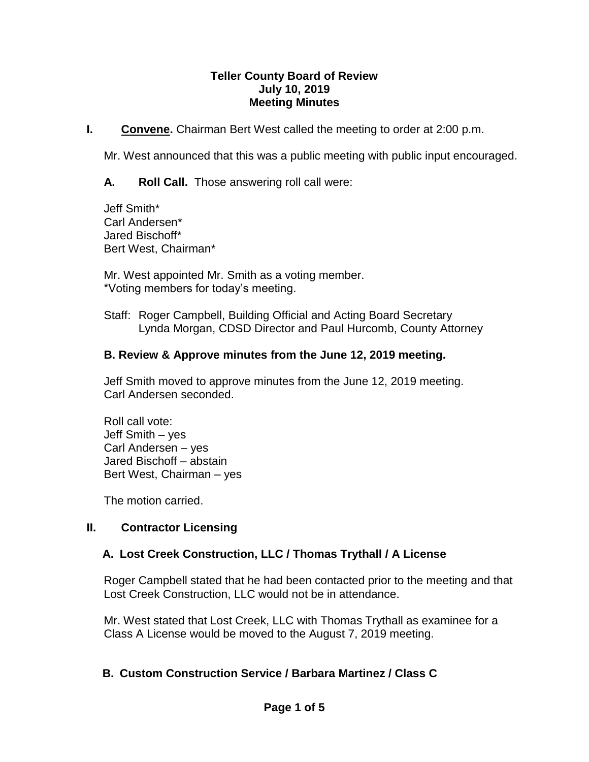**Teller County Board of Review**
**July 10, 2019**
**Meeting Minutes**

**I. Convene.** Chairman Bert West called the meeting to order at 2:00 p.m.

Mr. West announced that this was a public meeting with public input encouraged.

**A. Roll Call.** Those answering roll call were:

Jeff Smith*
Carl Andersen*
Jared Bischoff*
Bert West, Chairman*

Mr. West appointed Mr. Smith as a voting member.
*Voting members for today's meeting.

Staff: Roger Campbell, Building Official and Acting Board Secretary
Lynda Morgan, CDSD Director and Paul Hurcomb, County Attorney

**B. Review & Approve minutes from the June 12, 2019 meeting.**

Jeff Smith moved to approve minutes from the June 12, 2019 meeting.
Carl Andersen seconded.

Roll call vote:
Jeff Smith – yes
Carl Andersen – yes
Jared Bischoff – abstain
Bert West, Chairman – yes

The motion carried.

**II. Contractor Licensing**

**A. Lost Creek Construction, LLC / Thomas Trythall / A License**

Roger Campbell stated that he had been contacted prior to the meeting and that Lost Creek Construction, LLC would not be in attendance.

Mr. West stated that Lost Creek, LLC with Thomas Trythall as examinee for a Class A License would be moved to the August 7, 2019 meeting.

**B. Custom Construction Service / Barbara Martinez / Class C**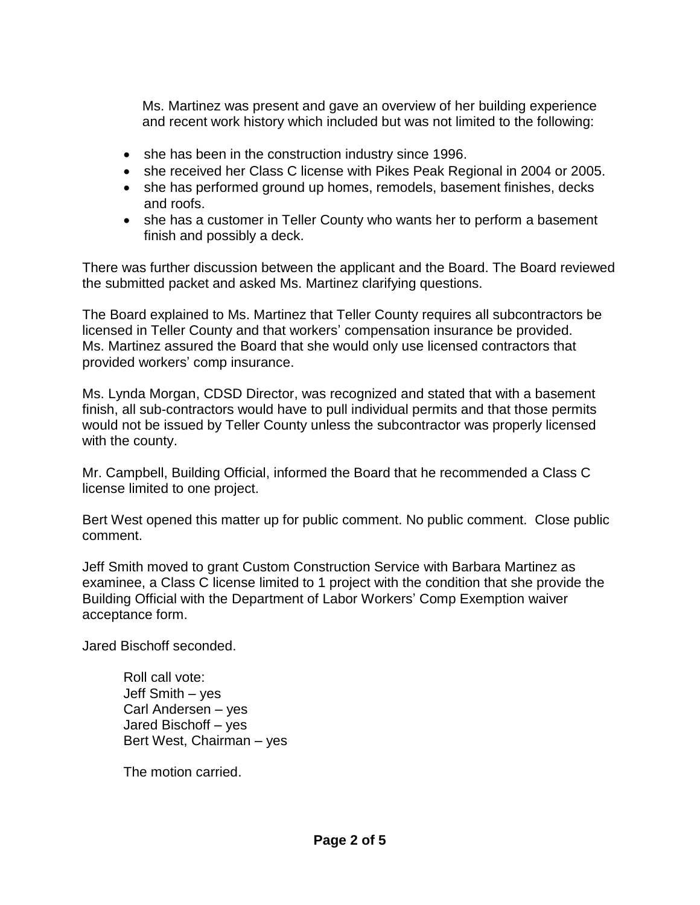Ms. Martinez was present and gave an overview of her building experience and recent work history which included but was not limited to the following:

- she has been in the construction industry since 1996.
- she received her Class C license with Pikes Peak Regional in 2004 or 2005.
- she has performed ground up homes, remodels, basement finishes, decks and roofs.
- she has a customer in Teller County who wants her to perform a basement finish and possibly a deck.

There was further discussion between the applicant and the Board. The Board reviewed the submitted packet and asked Ms. Martinez clarifying questions.

The Board explained to Ms. Martinez that Teller County requires all subcontractors be licensed in Teller County and that workers' compensation insurance be provided. Ms. Martinez assured the Board that she would only use licensed contractors that provided workers' comp insurance.

Ms. Lynda Morgan, CDSD Director, was recognized and stated that with a basement finish, all sub-contractors would have to pull individual permits and that those permits would not be issued by Teller County unless the subcontractor was properly licensed with the county.

Mr. Campbell, Building Official, informed the Board that he recommended a Class C license limited to one project.

Bert West opened this matter up for public comment. No public comment. Close public comment.

Jeff Smith moved to grant Custom Construction Service with Barbara Martinez as examinee, a Class C license limited to 1 project with the condition that she provide the Building Official with the Department of Labor Workers' Comp Exemption waiver acceptance form.

Jared Bischoff seconded.

Roll call vote:
Jeff Smith – yes
Carl Andersen – yes
Jared Bischoff – yes
Bert West, Chairman – yes

The motion carried.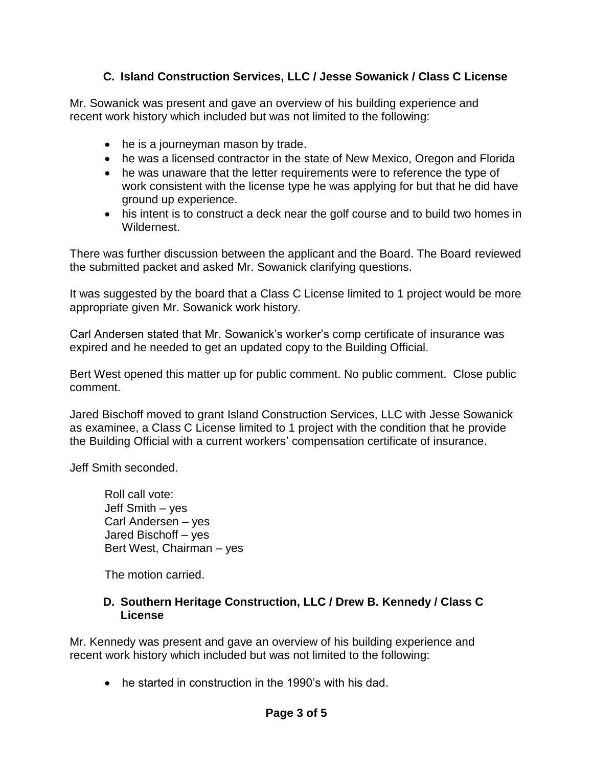### C. Island Construction Services, LLC / Jesse Sowanick / Class C License

Mr. Sowanick was present and gave an overview of his building experience and recent work history which included but was not limited to the following:

- he is a journeyman mason by trade.
- he was a licensed contractor in the state of New Mexico, Oregon and Florida
- he was unaware that the letter requirements were to reference the type of work consistent with the license type he was applying for but that he did have ground up experience.
- his intent is to construct a deck near the golf course and to build two homes in Wildernest.

There was further discussion between the applicant and the Board. The Board reviewed the submitted packet and asked Mr. Sowanick clarifying questions.

It was suggested by the board that a Class C License limited to 1 project would be more appropriate given Mr. Sowanick work history.

Carl Andersen stated that Mr. Sowanick's worker's comp certificate of insurance was expired and he needed to get an updated copy to the Building Official.

Bert West opened this matter up for public comment. No public comment. Close public comment.

Jared Bischoff moved to grant Island Construction Services, LLC with Jesse Sowanick as examinee, a Class C License limited to 1 project with the condition that he provide the Building Official with a current workers' compensation certificate of insurance.

Jeff Smith seconded.

Roll call vote:
Jeff Smith – yes
Carl Andersen – yes
Jared Bischoff – yes
Bert West, Chairman – yes

The motion carried.

### D. Southern Heritage Construction, LLC / Drew B. Kennedy / Class C License

Mr. Kennedy was present and gave an overview of his building experience and recent work history which included but was not limited to the following:

- he started in construction in the 1990's with his dad.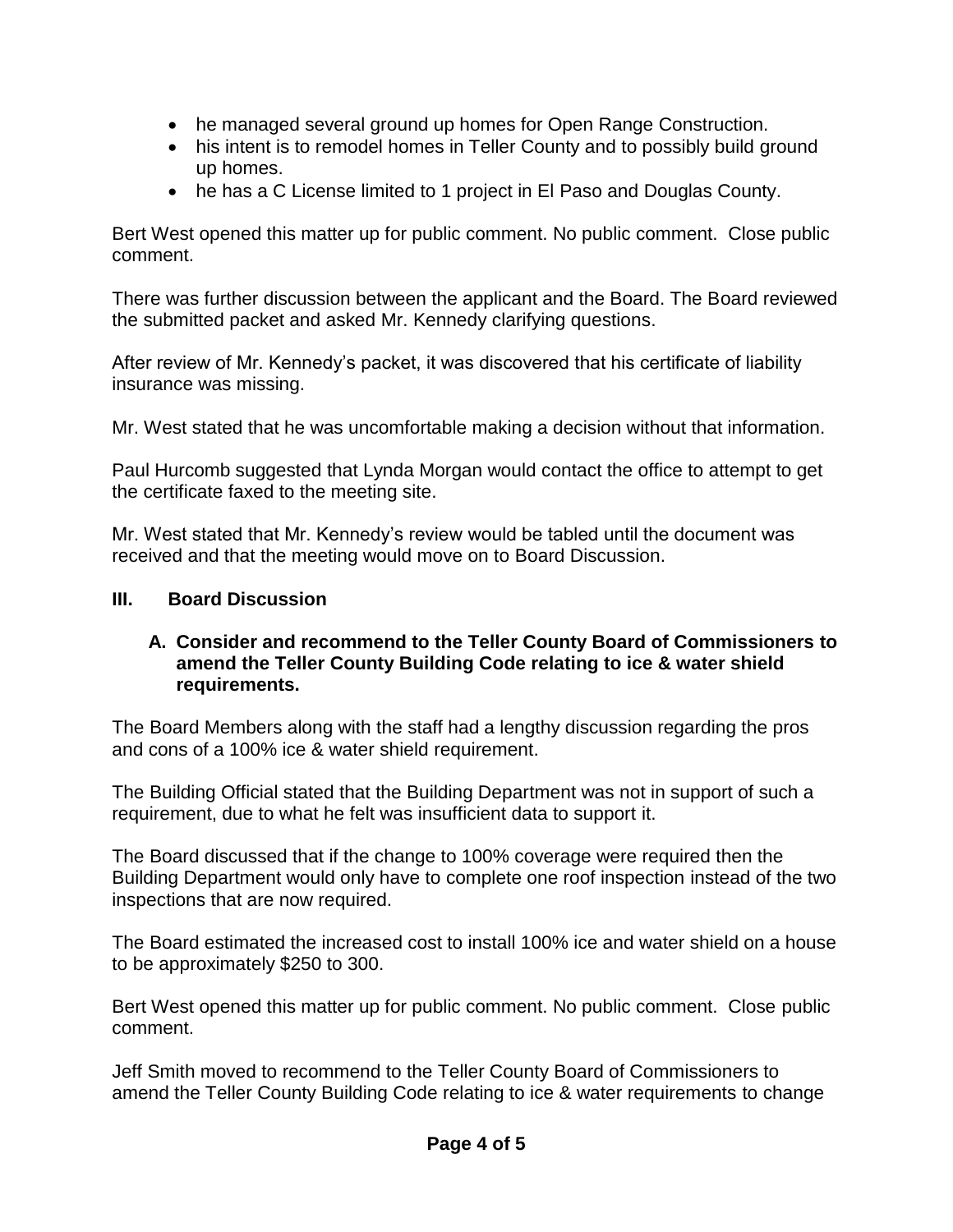- he managed several ground up homes for Open Range Construction.
- his intent is to remodel homes in Teller County and to possibly build ground up homes.
- he has a C License limited to 1 project in El Paso and Douglas County.

Bert West opened this matter up for public comment. No public comment. Close public comment.

There was further discussion between the applicant and the Board. The Board reviewed the submitted packet and asked Mr. Kennedy clarifying questions.

After review of Mr. Kennedy's packet, it was discovered that his certificate of liability insurance was missing.

Mr. West stated that he was uncomfortable making a decision without that information.

Paul Hurcomb suggested that Lynda Morgan would contact the office to attempt to get the certificate faxed to the meeting site.

Mr. West stated that Mr. Kennedy's review would be tabled until the document was received and that the meeting would move on to Board Discussion.

## III. Board Discussion

### A. Consider and recommend to the Teller County Board of Commissioners to amend the Teller County Building Code relating to ice & water shield requirements.

The Board Members along with the staff had a lengthy discussion regarding the pros and cons of a 100% ice & water shield requirement.

The Building Official stated that the Building Department was not in support of such a requirement, due to what he felt was insufficient data to support it.

The Board discussed that if the change to 100% coverage were required then the Building Department would only have to complete one roof inspection instead of the two inspections that are now required.

The Board estimated the increased cost to install 100% ice and water shield on a house to be approximately $250 to 300.

Bert West opened this matter up for public comment. No public comment. Close public comment.

Jeff Smith moved to recommend to the Teller County Board of Commissioners to amend the Teller County Building Code relating to ice & water requirements to change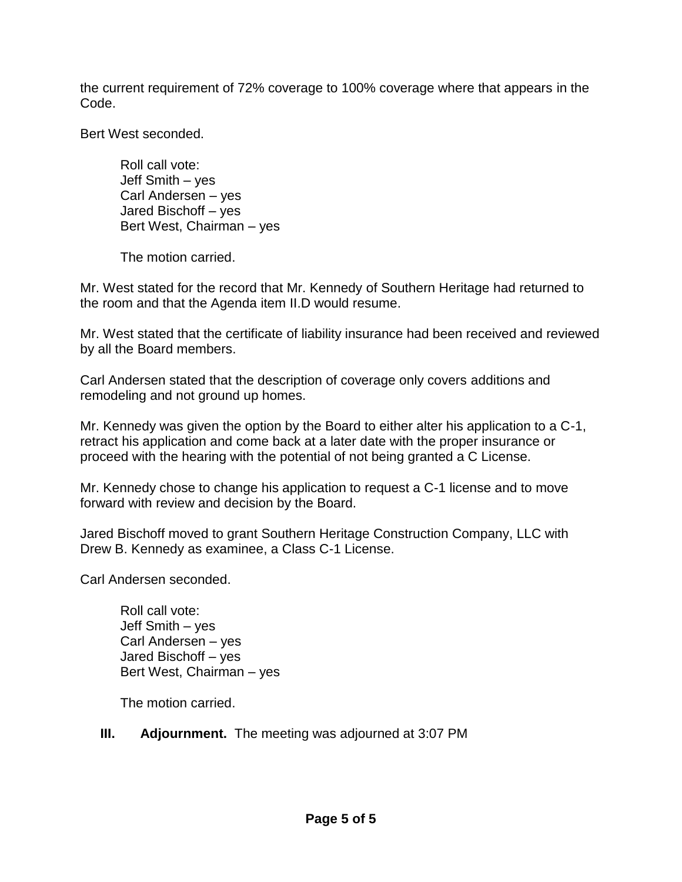the current requirement of 72% coverage to 100% coverage where that appears in the Code.

Bert West seconded.

Roll call vote:
Jeff Smith – yes
Carl Andersen – yes
Jared Bischoff – yes
Bert West, Chairman – yes

The motion carried.

Mr. West stated for the record that Mr. Kennedy of Southern Heritage had returned to the room and that the Agenda item II.D would resume.

Mr. West stated that the certificate of liability insurance had been received and reviewed by all the Board members.

Carl Andersen stated that the description of coverage only covers additions and remodeling and not ground up homes.

Mr. Kennedy was given the option by the Board to either alter his application to a C-1, retract his application and come back at a later date with the proper insurance or proceed with the hearing with the potential of not being granted a C License.

Mr. Kennedy chose to change his application to request a C-1 license and to move forward with review and decision by the Board.

Jared Bischoff moved to grant Southern Heritage Construction Company, LLC with Drew B. Kennedy as examinee, a Class C-1 License.

Carl Andersen seconded.

Roll call vote:
Jeff Smith – yes
Carl Andersen – yes
Jared Bischoff – yes
Bert West, Chairman – yes

The motion carried.

**III. Adjournment.** The meeting was adjourned at 3:07 PM